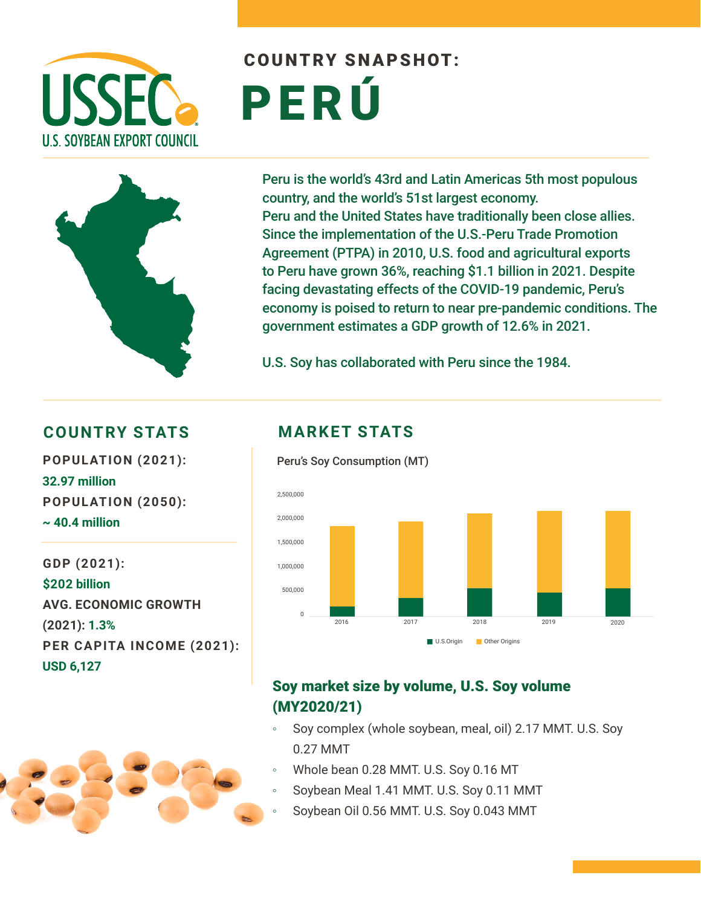# COUNTRY SNAPSHOT: PERÚ

Peru is the world's 43rd and Latin Americas 5th most populous country, and the world's 51st largest economy. Peru and the United States have traditionally been close allies. Since the implementation of the U.S.-Peru Trade Promotion Agreement (PTPA) in 2010, U.S. food and agricultural exports to Peru have grown 36%, reaching $1.1 billion in 2021. Despite facing devastating effects of the COVID-19 pandemic, Peru's economy is poised to return to near pre-pandemic conditions. The government estimates a GDP growth of 12.6% in 2021.

U.S. Soy has collaborated with Peru since the 1984.

## COUNTRY STATS

**POPULATION (2021):**
**32.97 million**

**POPULATION (2050):**
**~ 40.4 million**

**GDP (2021):**
**$202 billion**

**AVG. ECONOMIC GROWTH (2021): 1.3%**

**PER CAPITA INCOME (2021):**
**USD 6,127**

## MARKET STATS

Peru's Soy Consumption (MT)

U.S.Origin | Other Origins

### Soy market size by volume, U.S. Soy volume (MY2020/21)

- Soy complex (whole soybean, meal, oil) 2.17 MMT. U.S. Soy 0.27 MMT
- Whole bean 0.28 MMT. U.S. Soy 0.16 MT
- Soybean Meal 1.41 MMT. U.S. Soy 0.11 MMT
- Soybean Oil 0.56 MMT. U.S. Soy 0.043 MMT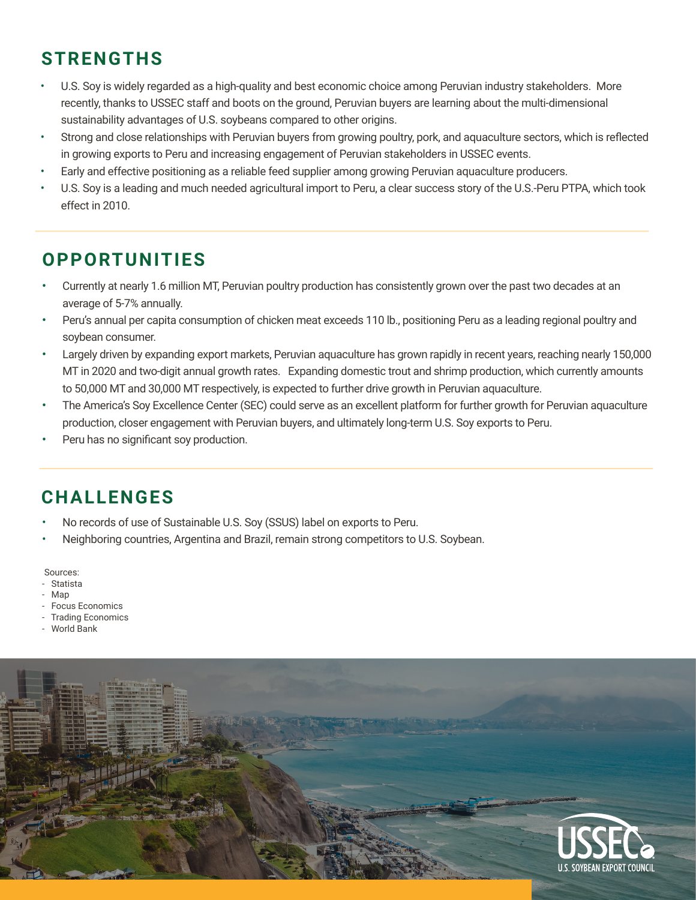## STRENGTHS

- U.S. Soy is widely regarded as a high-quality and best economic choice among Peruvian industry stakeholders. More recently, thanks to USSEC staff and boots on the ground, Peruvian buyers are learning about the multi-dimensional sustainability advantages of U.S. soybeans compared to other origins.
- Strong and close relationships with Peruvian buyers from growing poultry, pork, and aquaculture sectors, which is reflected in growing exports to Peru and increasing engagement of Peruvian stakeholders in USSEC events.
- Early and effective positioning as a reliable feed supplier among growing Peruvian aquaculture producers.
- U.S. Soy is a leading and much needed agricultural import to Peru, a clear success story of the U.S.-Peru PTPA, which took effect in 2010.

## OPPORTUNITIES

- Currently at nearly 1.6 million MT, Peruvian poultry production has consistently grown over the past two decades at an average of 5-7% annually.
- Peru's annual per capita consumption of chicken meat exceeds 110 lb., positioning Peru as a leading regional poultry and soybean consumer.
- Largely driven by expanding export markets, Peruvian aquaculture has grown rapidly in recent years, reaching nearly 150,000 MT in 2020 and two-digit annual growth rates. Expanding domestic trout and shrimp production, which currently amounts to 50,000 MT and 30,000 MT respectively, is expected to further drive growth in Peruvian aquaculture.
- The America's Soy Excellence Center (SEC) could serve as an excellent platform for further growth for Peruvian aquaculture production, closer engagement with Peruvian buyers, and ultimately long-term U.S. Soy exports to Peru.
- Peru has no significant soy production.

## CHALLENGES

- No records of use of Sustainable U.S. Soy (SSUS) label on exports to Peru.
- Neighboring countries, Argentina and Brazil, remain strong competitors to U.S. Soybean.

Sources:
- Statista
- Map
- Focus Economics
- Trading Economics
- World Bank

USSEC
U.S. SOYBEAN EXPORT COUNCIL